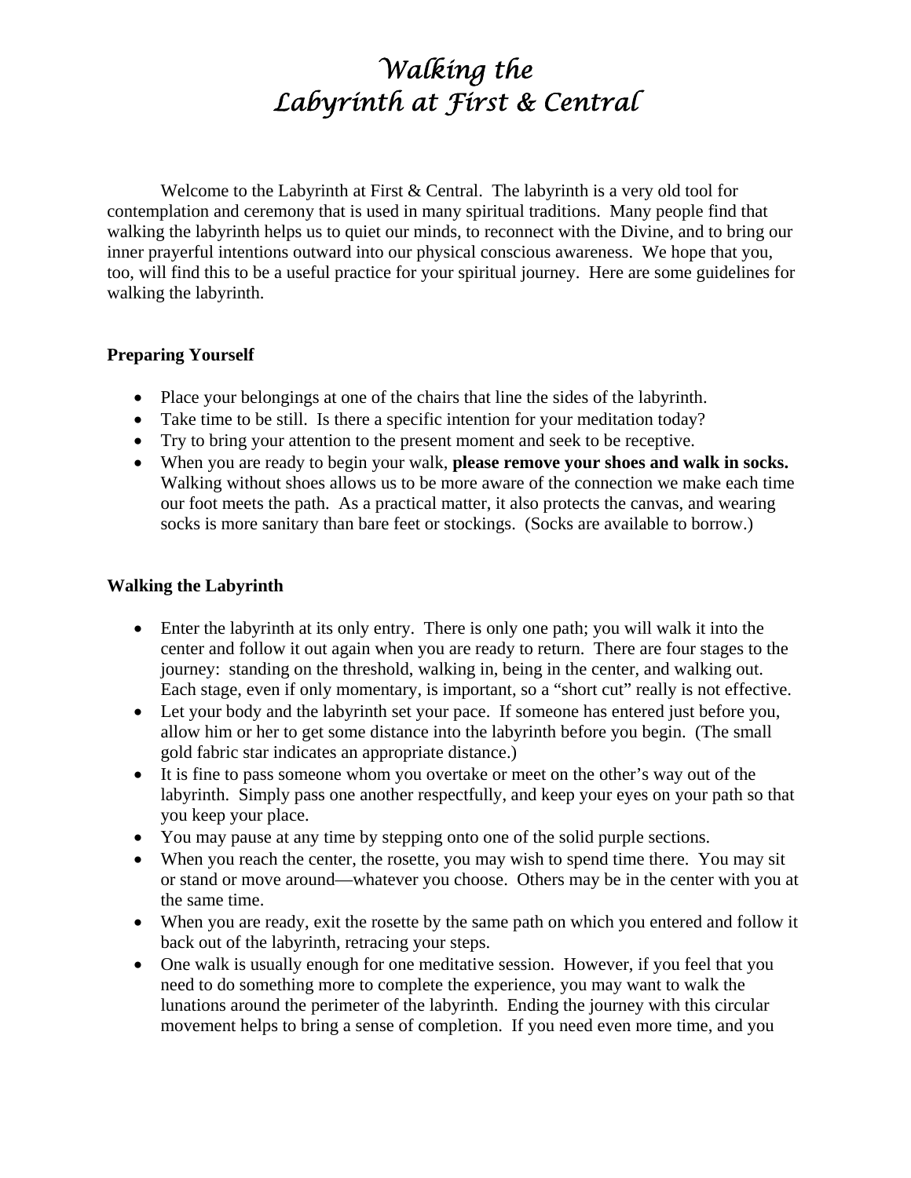# *Walking the Labyrinth at First & Central*

Welcome to the Labyrinth at First & Central. The labyrinth is a very old tool for contemplation and ceremony that is used in many spiritual traditions. Many people find that walking the labyrinth helps us to quiet our minds, to reconnect with the Divine, and to bring our inner prayerful intentions outward into our physical conscious awareness. We hope that you, too, will find this to be a useful practice for your spiritual journey. Here are some guidelines for walking the labyrinth.

## Preparing Yourself

- Place your belongings at one of the chairs that line the sides of the labyrinth.
- Take time to be still. Is there a specific intention for your meditation today?
- Try to bring your attention to the present moment and seek to be receptive.
- When you are ready to begin your walk, **please remove your shoes and walk in socks.** Walking without shoes allows us to be more aware of the connection we make each time our foot meets the path. As a practical matter, it also protects the canvas, and wearing socks is more sanitary than bare feet or stockings. (Socks are available to borrow.)

## Walking the Labyrinth

- Enter the labyrinth at its only entry. There is only one path; you will walk it into the center and follow it out again when you are ready to return. There are four stages to the journey: standing on the threshold, walking in, being in the center, and walking out. Each stage, even if only momentary, is important, so a "short cut" really is not effective.
- Let your body and the labyrinth set your pace. If someone has entered just before you, allow him or her to get some distance into the labyrinth before you begin. (The small gold fabric star indicates an appropriate distance.)
- It is fine to pass someone whom you overtake or meet on the other's way out of the labyrinth. Simply pass one another respectfully, and keep your eyes on your path so that you keep your place.
- You may pause at any time by stepping onto one of the solid purple sections.
- When you reach the center, the rosette, you may wish to spend time there. You may sit or stand or move around—whatever you choose. Others may be in the center with you at the same time.
- When you are ready, exit the rosette by the same path on which you entered and follow it back out of the labyrinth, retracing your steps.
- One walk is usually enough for one meditative session. However, if you feel that you need to do something more to complete the experience, you may want to walk the lunations around the perimeter of the labyrinth. Ending the journey with this circular movement helps to bring a sense of completion. If you need even more time, and you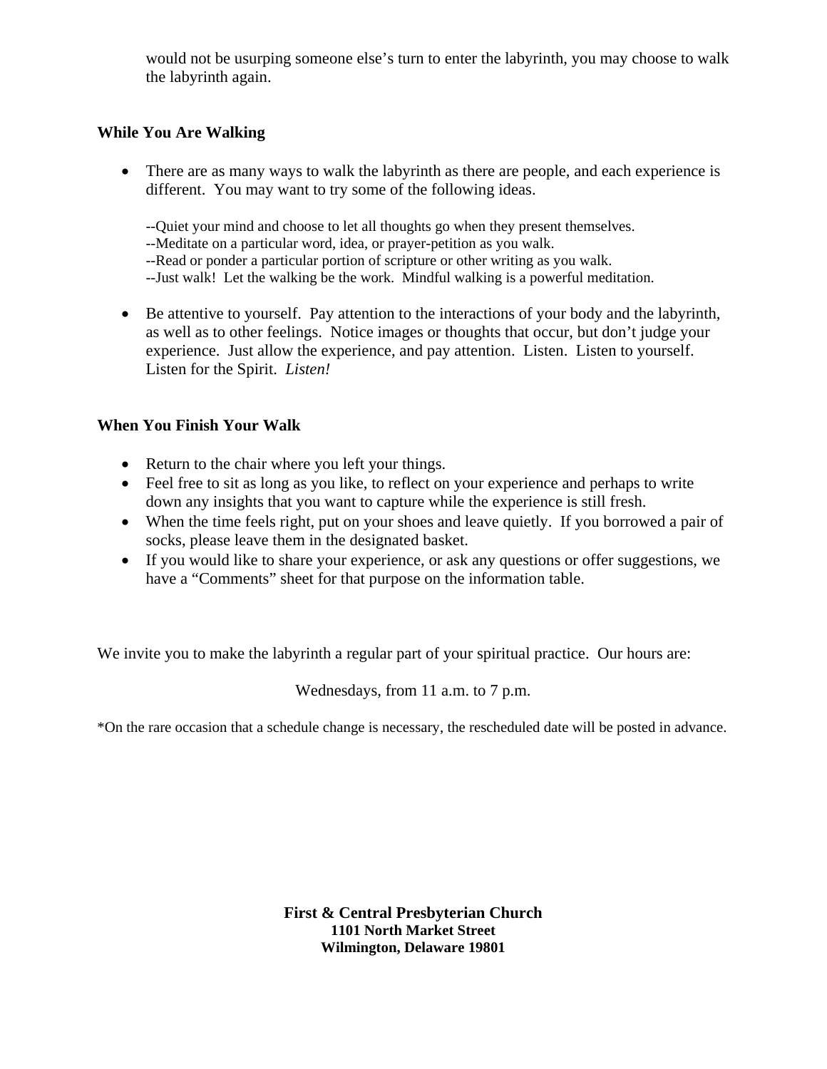would not be usurping someone else's turn to enter the labyrinth, you may choose to walk the labyrinth again.

**While You Are Walking**

- There are as many ways to walk the labyrinth as there are people, and each experience is different. You may want to try some of the following ideas.

  --Quiet your mind and choose to let all thoughts go when they present themselves.
  --Meditate on a particular word, idea, or prayer-petition as you walk.
  --Read or ponder a particular portion of scripture or other writing as you walk.
  --Just walk! Let the walking be the work. Mindful walking is a powerful meditation.

- Be attentive to yourself. Pay attention to the interactions of your body and the labyrinth, as well as to other feelings. Notice images or thoughts that occur, but don't judge your experience. Just allow the experience, and pay attention. Listen. Listen to yourself. Listen for the Spirit. *Listen!*

**When You Finish Your Walk**

- Return to the chair where you left your things.
- Feel free to sit as long as you like, to reflect on your experience and perhaps to write down any insights that you want to capture while the experience is still fresh.
- When the time feels right, put on your shoes and leave quietly. If you borrowed a pair of socks, please leave them in the designated basket.
- If you would like to share your experience, or ask any questions or offer suggestions, we have a "Comments" sheet for that purpose on the information table.

We invite you to make the labyrinth a regular part of your spiritual practice. Our hours are:

Wednesdays, from 11 a.m. to 7 p.m.

*On the rare occasion that a schedule change is necessary, the rescheduled date will be posted in advance.

**First & Central Presbyterian Church**
**1101 North Market Street**
**Wilmington, Delaware 19801**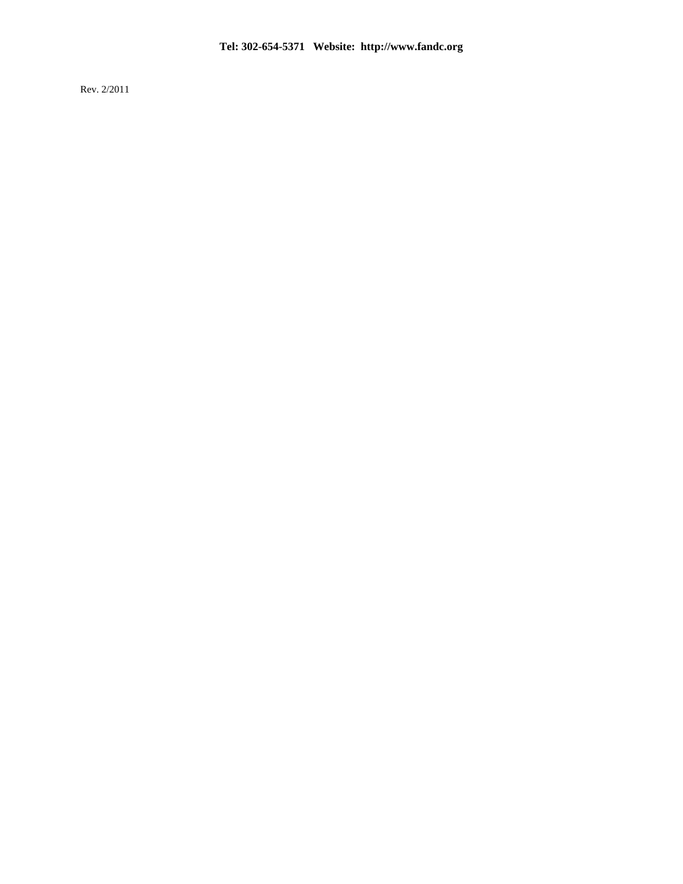**Tel: 302-654-5371   Website:  http://www.fandc.org**

Rev. 2/2011